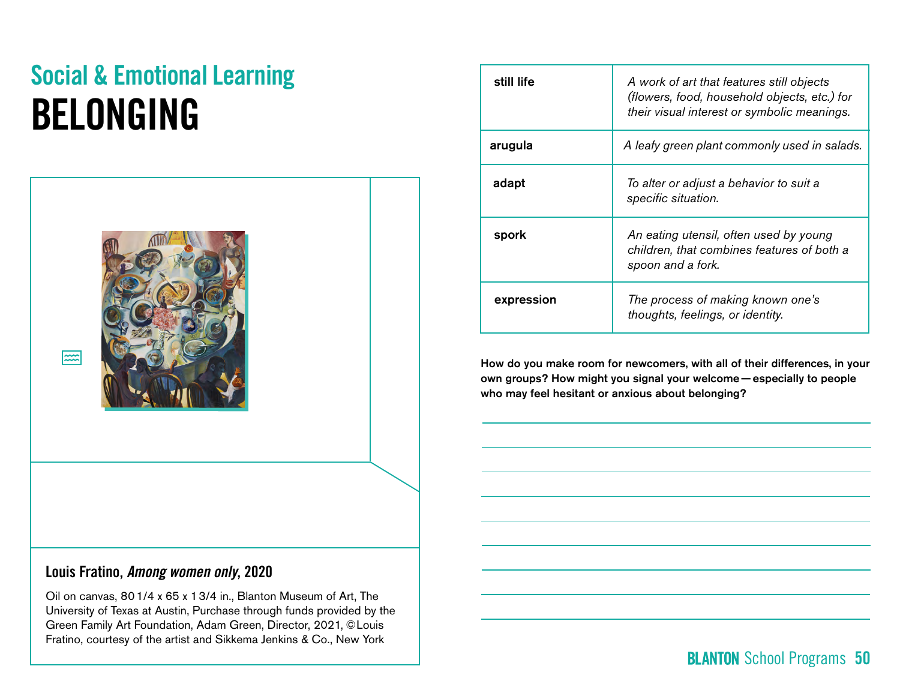## Social & Emotional Learning

# BELONGING

### Louis Fratino, *Among women only*, 2020

Oil on canvas, 80 1/4 x 65 x 1 3/4 in., Blanton Museum of Art, The University of Texas at Austin, Purchase through funds provided by the Green Family Art Foundation, Adam Green, Director, 2021, ©Louis Fratino, courtesy of the artist and Sikkema Jenkins & Co., New York

| | |
|---|---|
| **still life** | *A work of art that features still objects (flowers, food, household objects, etc.) for their visual interest or symbolic meanings.* |
| **arugula** | *A leafy green plant commonly used in salads.* |
| **adapt** | *To alter or adjust a behavior to suit a specific situation.* |
| **spork** | *An eating utensil, often used by young children, that combines features of both a spoon and a fork.* |
| **expression** | *The process of making known one's thoughts, feelings, or identity.* |

**How do you make room for newcomers, with all of their differences, in your own groups? How might you signal your welcome — especially to people who may feel hesitant or anxious about belonging?**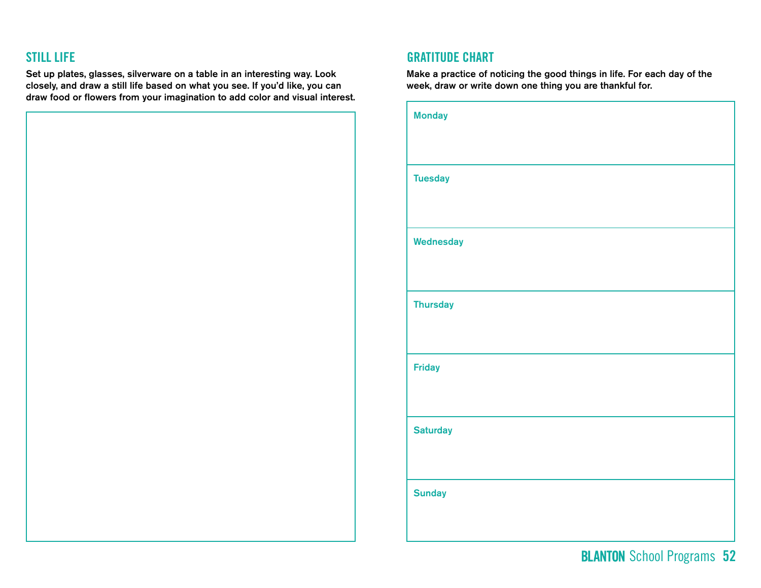## STILL LIFE

Set up plates, glasses, silverware on a table in an interesting way. Look closely, and draw a still life based on what you see. If you'd like, you can draw food or flowers from your imagination to add color and visual interest.

## GRATITUDE CHART

Make a practice of noticing the good things in life. For each day of the week, draw or write down one thing you are thankful for.

| |
|---|
| Monday |
| Tuesday |
| Wednesday |
| Thursday |
| Friday |
| Saturday |
| Sunday |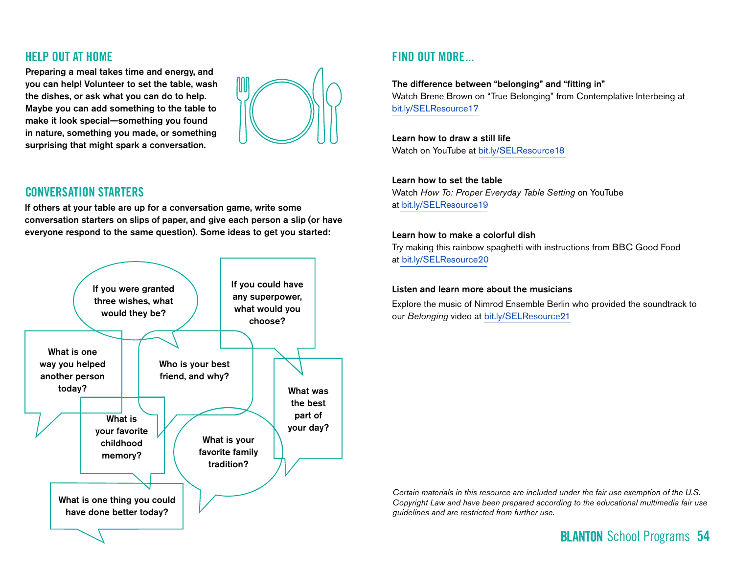## HELP OUT AT HOME

**Preparing a meal takes time and energy, and you can help! Volunteer to set the table, wash the dishes, or ask what you can do to help. Maybe you can add something to the table to make it look special—something you found in nature, something you made, or something surprising that might spark a conversation.**

## CONVERSATION STARTERS

**If others at your table are up for a conversation game, write some conversation starters on slips of paper, and give each person a slip (or have everyone respond to the same question). Some ideas to get you started:**

- If you were granted three wishes, what would they be?
- If you could have any superpower, what would you choose?
- What is one way you helped another person today?
- Who is your best friend, and why?
- What was the best part of your day?
- What is your favorite childhood memory?
- What is your favorite family tradition?
- What is one thing you could have done better today?

## FIND OUT MORE...

**The difference between "belonging" and "fitting in"**
Watch Brene Brown on "True Belonging" from Contemplative Interbeing at bit.ly/SELResource17

**Learn how to draw a still life**
Watch on YouTube at bit.ly/SELResource18

**Learn how to set the table**
Watch *How To: Proper Everyday Table Setting* on YouTube at bit.ly/SELResource19

**Learn how to make a colorful dish**
Try making this rainbow spaghetti with instructions from BBC Good Food at bit.ly/SELResource20

**Listen and learn more about the musicians**
Explore the music of Nimrod Ensemble Berlin who provided the soundtrack to our *Belonging* video at bit.ly/SELResource21

*Certain materials in this resource are included under the fair use exemption of the U.S. Copyright Law and have been prepared according to the educational multimedia fair use guidelines and are restricted from further use.*